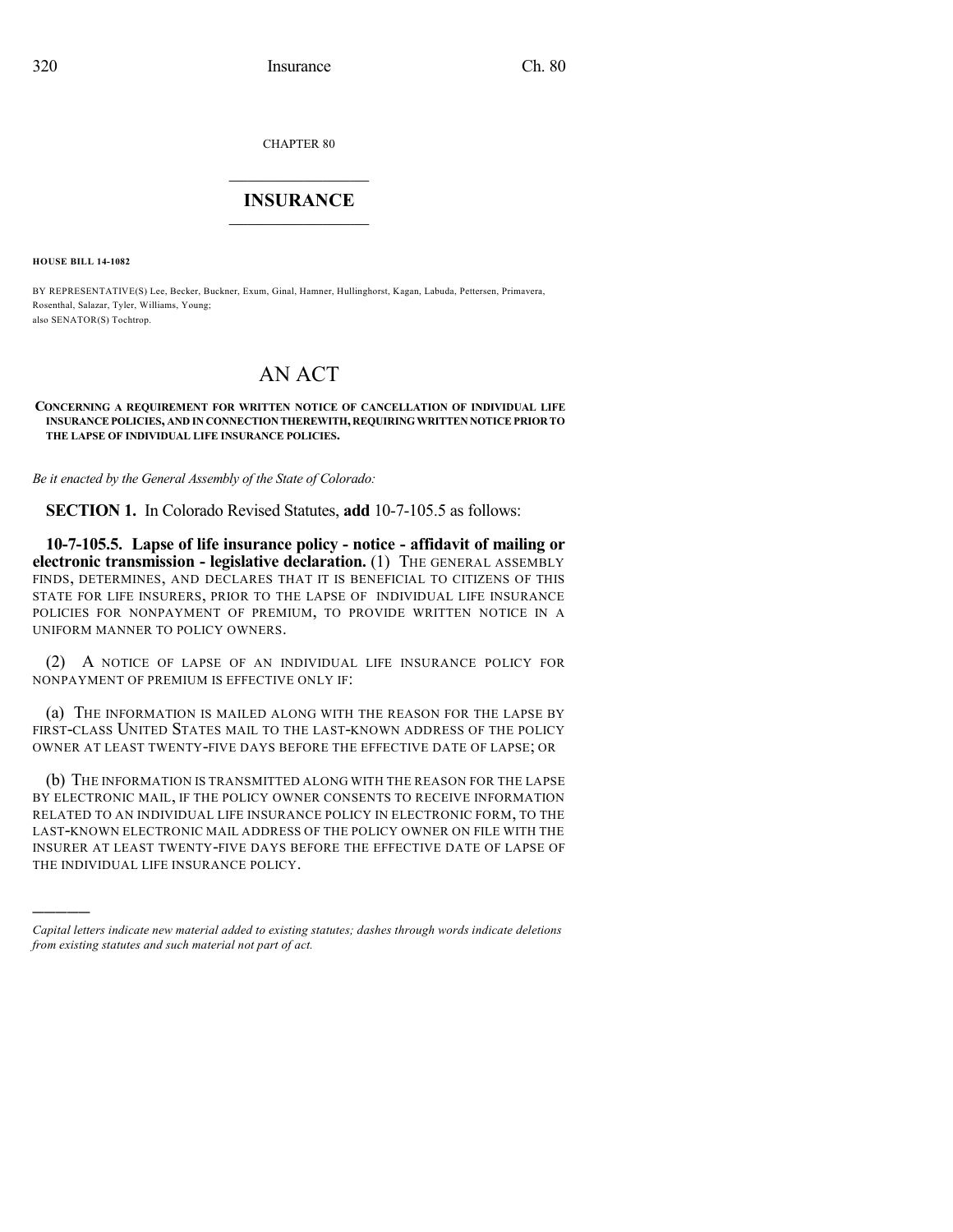CHAPTER 80

# INSURANCE

**HOUSE BILL 14-1082**

BY REPRESENTATIVE(S) Lee, Becker, Buckner, Exum, Ginal, Hamner, Hullinghorst, Kagan, Labuda, Pettersen, Primavera, Rosenthal, Salazar, Tyler, Williams, Young;
also SENATOR(S) Tochtrop.

# AN ACT

**CONCERNING A REQUIREMENT FOR WRITTEN NOTICE OF CANCELLATION OF INDIVIDUAL LIFE INSURANCE POLICIES, AND IN CONNECTION THEREWITH, REQUIRING WRITTEN NOTICE PRIOR TO THE LAPSE OF INDIVIDUAL LIFE INSURANCE POLICIES.**

*Be it enacted by the General Assembly of the State of Colorado:*

**SECTION 1.** In Colorado Revised Statutes, **add** 10-7-105.5 as follows:

**10-7-105.5. Lapse of life insurance policy - notice - affidavit of mailing or electronic transmission - legislative declaration.** (1) THE GENERAL ASSEMBLY FINDS, DETERMINES, AND DECLARES THAT IT IS BENEFICIAL TO CITIZENS OF THIS STATE FOR LIFE INSURERS, PRIOR TO THE LAPSE OF INDIVIDUAL LIFE INSURANCE POLICIES FOR NONPAYMENT OF PREMIUM, TO PROVIDE WRITTEN NOTICE IN A UNIFORM MANNER TO POLICY OWNERS.

(2) A NOTICE OF LAPSE OF AN INDIVIDUAL LIFE INSURANCE POLICY FOR NONPAYMENT OF PREMIUM IS EFFECTIVE ONLY IF:

(a) THE INFORMATION IS MAILED ALONG WITH THE REASON FOR THE LAPSE BY FIRST-CLASS UNITED STATES MAIL TO THE LAST-KNOWN ADDRESS OF THE POLICY OWNER AT LEAST TWENTY-FIVE DAYS BEFORE THE EFFECTIVE DATE OF LAPSE; OR

(b) THE INFORMATION IS TRANSMITTED ALONG WITH THE REASON FOR THE LAPSE BY ELECTRONIC MAIL, IF THE POLICY OWNER CONSENTS TO RECEIVE INFORMATION RELATED TO AN INDIVIDUAL LIFE INSURANCE POLICY IN ELECTRONIC FORM, TO THE LAST-KNOWN ELECTRONIC MAIL ADDRESS OF THE POLICY OWNER ON FILE WITH THE INSURER AT LEAST TWENTY-FIVE DAYS BEFORE THE EFFECTIVE DATE OF LAPSE OF THE INDIVIDUAL LIFE INSURANCE POLICY.

---

*Capital letters indicate new material added to existing statutes; dashes through words indicate deletions from existing statutes and such material not part of act.*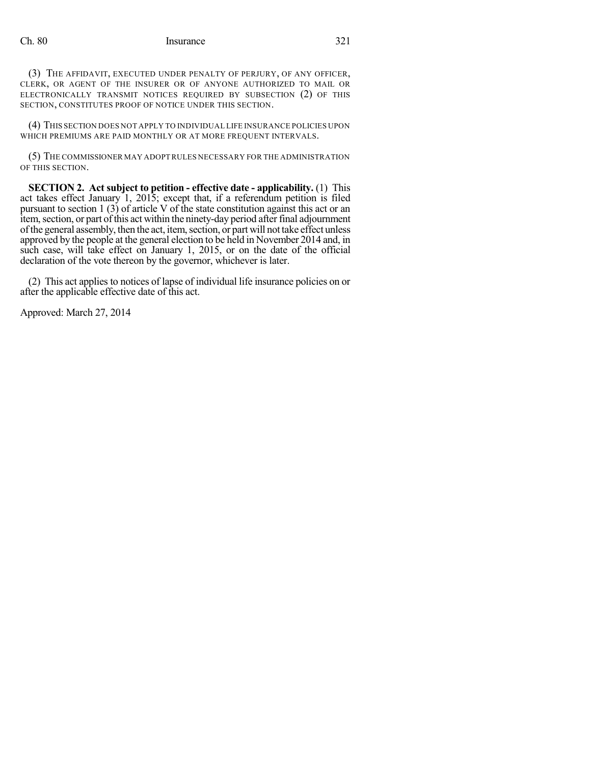(3) THE AFFIDAVIT, EXECUTED UNDER PENALTY OF PERJURY, OF ANY OFFICER, CLERK, OR AGENT OF THE INSURER OR OF ANYONE AUTHORIZED TO MAIL OR ELECTRONICALLY TRANSMIT NOTICES REQUIRED BY SUBSECTION (2) OF THIS SECTION, CONSTITUTES PROOF OF NOTICE UNDER THIS SECTION.

(4) THIS SECTION DOES NOT APPLY TO INDIVIDUAL LIFE INSURANCE POLICIES UPON WHICH PREMIUMS ARE PAID MONTHLY OR AT MORE FREQUENT INTERVALS.

(5) THE COMMISSIONER MAY ADOPT RULES NECESSARY FOR THE ADMINISTRATION OF THIS SECTION.

**SECTION 2. Act subject to petition - effective date - applicability.** (1) This act takes effect January 1, 2015; except that, if a referendum petition is filed pursuant to section 1 (3) of article V of the state constitution against this act or an item, section, or part of this act within the ninety-day period after final adjournment of the general assembly, then the act, item, section, or part will not take effect unless approved by the people at the general election to be held in November 2014 and, in such case, will take effect on January 1, 2015, or on the date of the official declaration of the vote thereon by the governor, whichever is later.

(2) This act applies to notices of lapse of individual life insurance policies on or after the applicable effective date of this act.

Approved: March 27, 2014